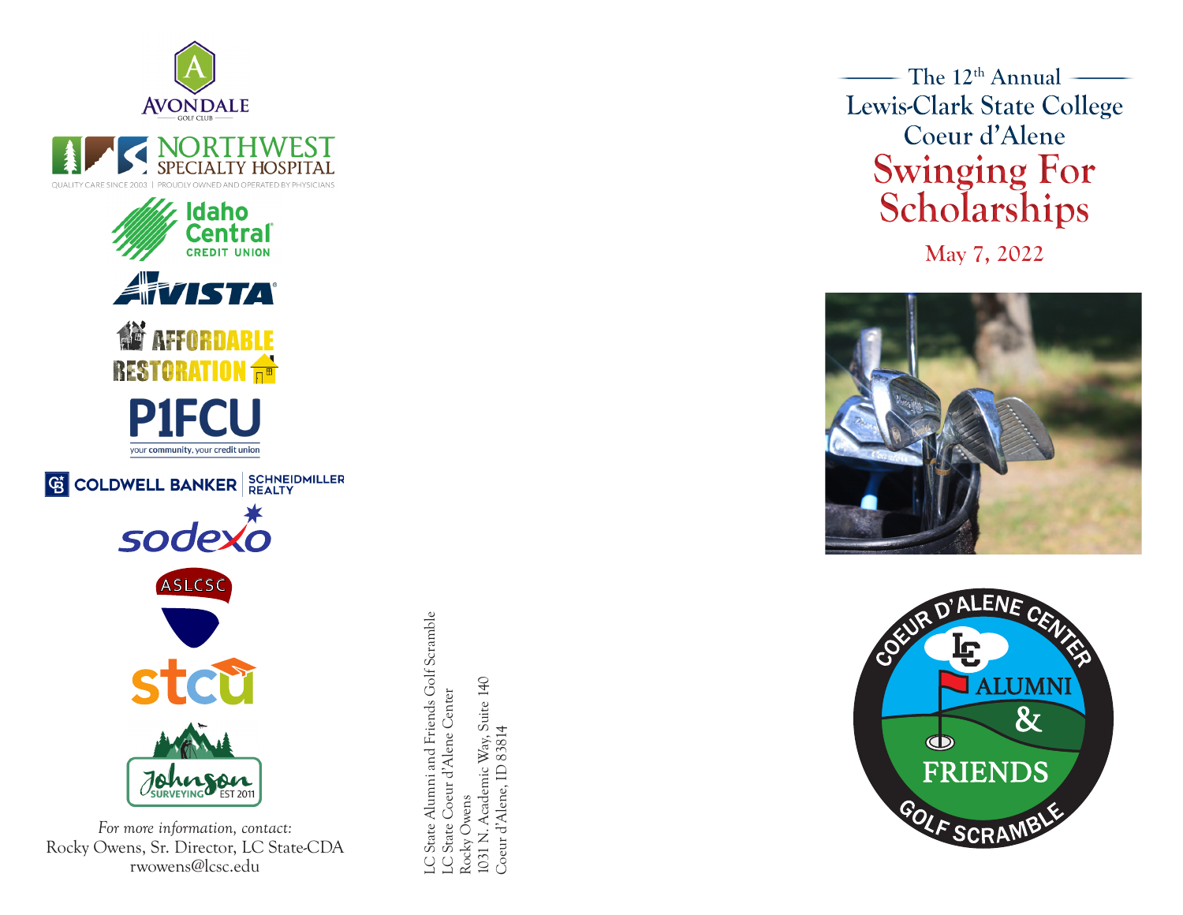AVONDALE
GOLF CLUB

NORTHWEST SPECIALTY HOSPITAL
QUALITY CARE SINCE 2003 | PROUDLY OWNED AND OPERATED BY PHYSICIANS

Idaho Central CREDIT UNION

AVISTA

AFFORDABLE RESTORATION

P1FCU
your community, your credit union

COLDWELL BANKER | SCHNEIDMILLER REALTY

sodexo

ASLCSC

stcu

Johnson SURVEYING EST 2011

*For more information, contact:*
Rocky Owens, Sr. Director, LC State-CDA
rwowens@lcsc.edu

LC State Alumni and Friends Golf Scramble
LC State Coeur d'Alene Center
Rocky Owens
1031 N. Academic Way, Suite 140
Coeur d'Alene, ID 83814

The 12th Annual
Lewis-Clark State College
Coeur d'Alene

# Swinging For Scholarships

May 7, 2022

COEUR D'ALENE CENTER
LC
ALUMNI & FRIENDS
GOLF SCRAMBLE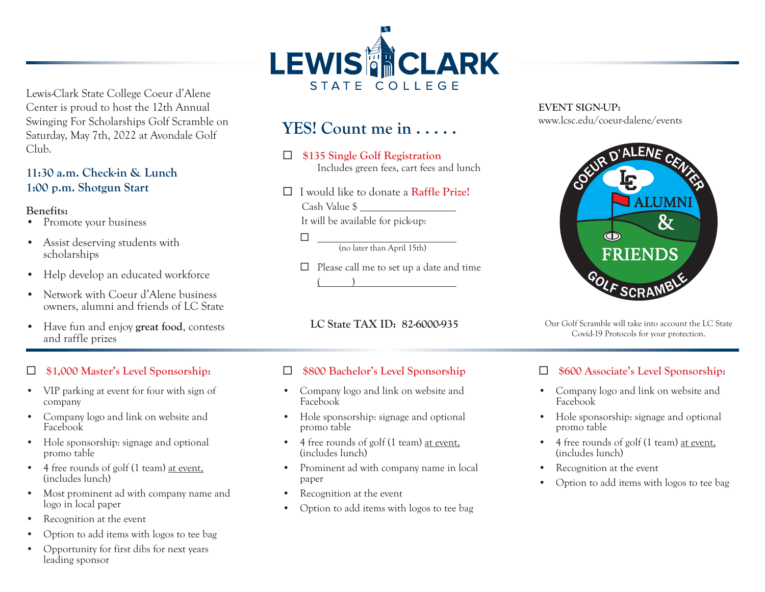# LEWIS CLARK STATE COLLEGE

Lewis-Clark State College Coeur d'Alene Center is proud to host the 12th Annual Swinging For Scholarships Golf Scramble on Saturday, May 7th, 2022 at Avondale Golf Club.

### 11:30 a.m. Check-in & Lunch
### 1:00 p.m. Shotgun Start

**Benefits:**

- Promote your business
- Assist deserving students with scholarships
- Help develop an educated workforce
- Network with Coeur d'Alene business owners, alumni and friends of LC State
- Have fun and enjoy **great food**, contests and raffle prizes

## YES! Count me in . . . . .

☐ **$135 Single Golf Registration**
Includes green fees, cart fees and lunch

☐ I would like to donate a **Raffle Prize!**
Cash Value $ ____________
It will be available for pick-up:

☐ ____________________
(no later than April 15th)

☐ Please call me to set up a date and time
(______) ______________

**LC State TAX ID: 82-6000-935**

**EVENT SIGN-UP:**
www.lcsc.edu/coeur-dalene/events

COEUR D'ALENE CENTER
LC
ALUMNI & FRIENDS
GOLF SCRAMBLE

Our Golf Scramble will take into account the LC State Covid-19 Protocols for your protection.

☐ **$1,000 Master's Level Sponsorship:**

- VIP parking at event for four with sign of company
- Company logo and link on website and Facebook
- Hole sponsorship: signage and optional promo table
- 4 free rounds of golf (1 team) at event, (includes lunch)
- Most prominent ad with company name and logo in local paper
- Recognition at the event
- Option to add items with logos to tee bag
- Opportunity for first dibs for next years leading sponsor

☐ **$800 Bachelor's Level Sponsorship**

- Company logo and link on website and Facebook
- Hole sponsorship: signage and optional promo table
- 4 free rounds of golf (1 team) at event, (includes lunch)
- Prominent ad with company name in local paper
- Recognition at the event
- Option to add items with logos to tee bag

☐ **$600 Associate's Level Sponsorship:**

- Company logo and link on website and Facebook
- Hole sponsorship: signage and optional promo table
- 4 free rounds of golf (1 team) at event, (includes lunch)
- Recognition at the event
- Option to add items with logos to tee bag